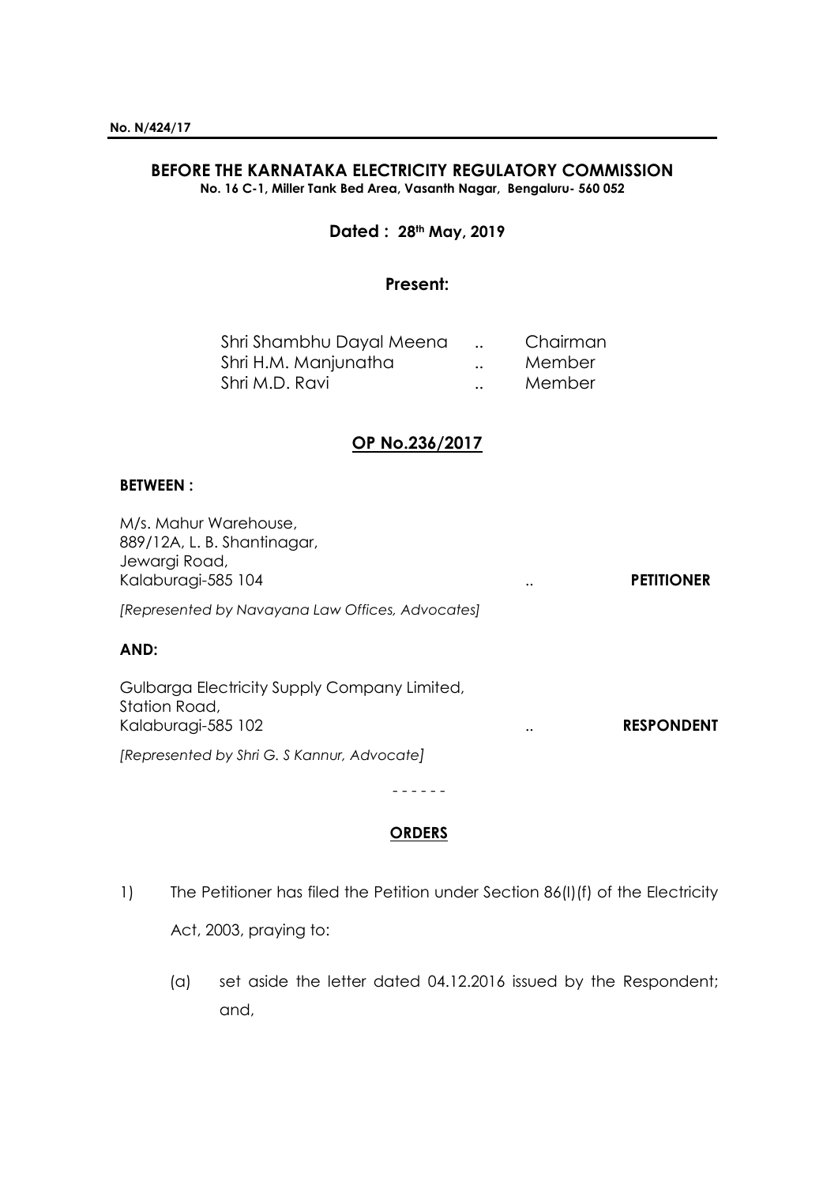**No. N/424/17**

## BEFORE THE KARNATAKA ELECTRICITY REGULATORY COMMISSION

**No. 16 C-1, Miller Tank Bed Area, Vasanth Nagar, Bengaluru- 560 052**

**Dated : 28th May, 2019**

**Present:**

| | | |
|---|---|---|
| Shri Shambhu Dayal Meena | .. | Chairman |
| Shri H.M. Manjunatha | .. | Member |
| Shri M.D. Ravi | .. | Member |

**OP No.236/2017**

**BETWEEN :**

M/s. Mahur Warehouse,
889/12A, L. B. Shantinagar,
Jewargi Road,
Kalaburagi-585 104 .. **PETITIONER**

*[Represented by Navayana Law Offices, Advocates]*

**AND:**

Gulbarga Electricity Supply Company Limited,
Station Road,
Kalaburagi-585 102 .. **RESPONDENT**

*[Represented by Shri G. S Kannur, Advocate]*

\- - - - - -

**ORDERS**

1) The Petitioner has filed the Petition under Section 86(l)(f) of the Electricity Act, 2003, praying to:

   (a) set aside the letter dated 04.12.2016 issued by the Respondent; and,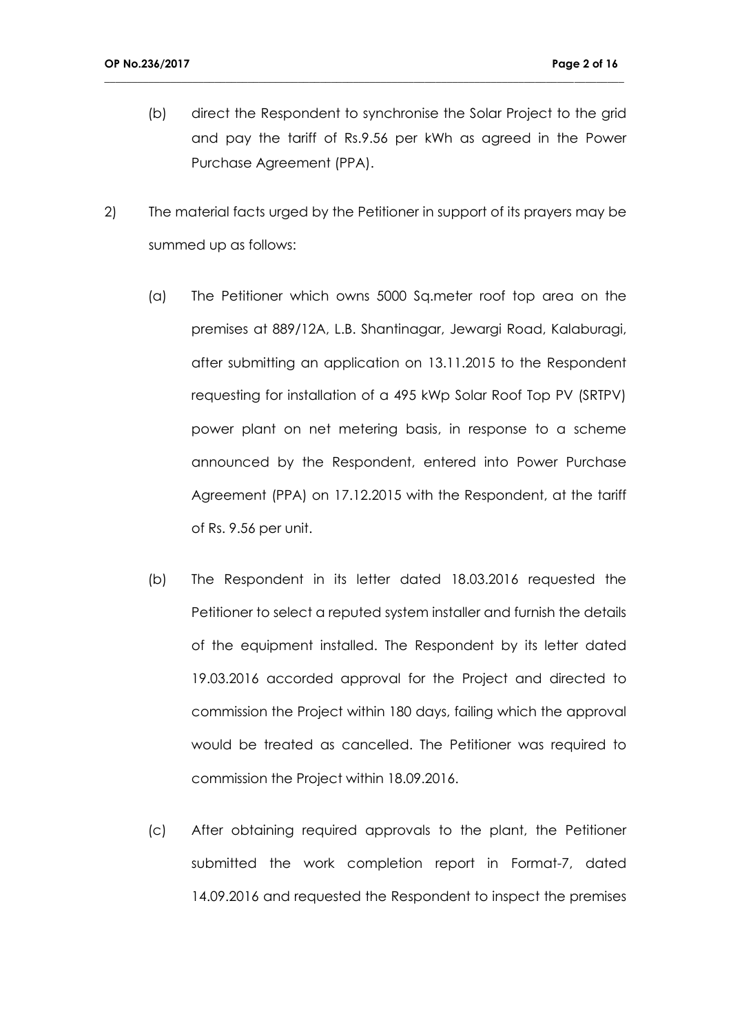(b) direct the Respondent to synchronise the Solar Project to the grid and pay the tariff of Rs.9.56 per kWh as agreed in the Power Purchase Agreement (PPA).

2) The material facts urged by the Petitioner in support of its prayers may be summed up as follows:

(a) The Petitioner which owns 5000 Sq.meter roof top area on the premises at 889/12A, L.B. Shantinagar, Jewargi Road, Kalaburagi, after submitting an application on 13.11.2015 to the Respondent requesting for installation of a 495 kWp Solar Roof Top PV (SRTPV) power plant on net metering basis, in response to a scheme announced by the Respondent, entered into Power Purchase Agreement (PPA) on 17.12.2015 with the Respondent, at the tariff of Rs. 9.56 per unit.

(b) The Respondent in its letter dated 18.03.2016 requested the Petitioner to select a reputed system installer and furnish the details of the equipment installed. The Respondent by its letter dated 19.03.2016 accorded approval for the Project and directed to commission the Project within 180 days, failing which the approval would be treated as cancelled. The Petitioner was required to commission the Project within 18.09.2016.

(c) After obtaining required approvals to the plant, the Petitioner submitted the work completion report in Format-7, dated 14.09.2016 and requested the Respondent to inspect the premises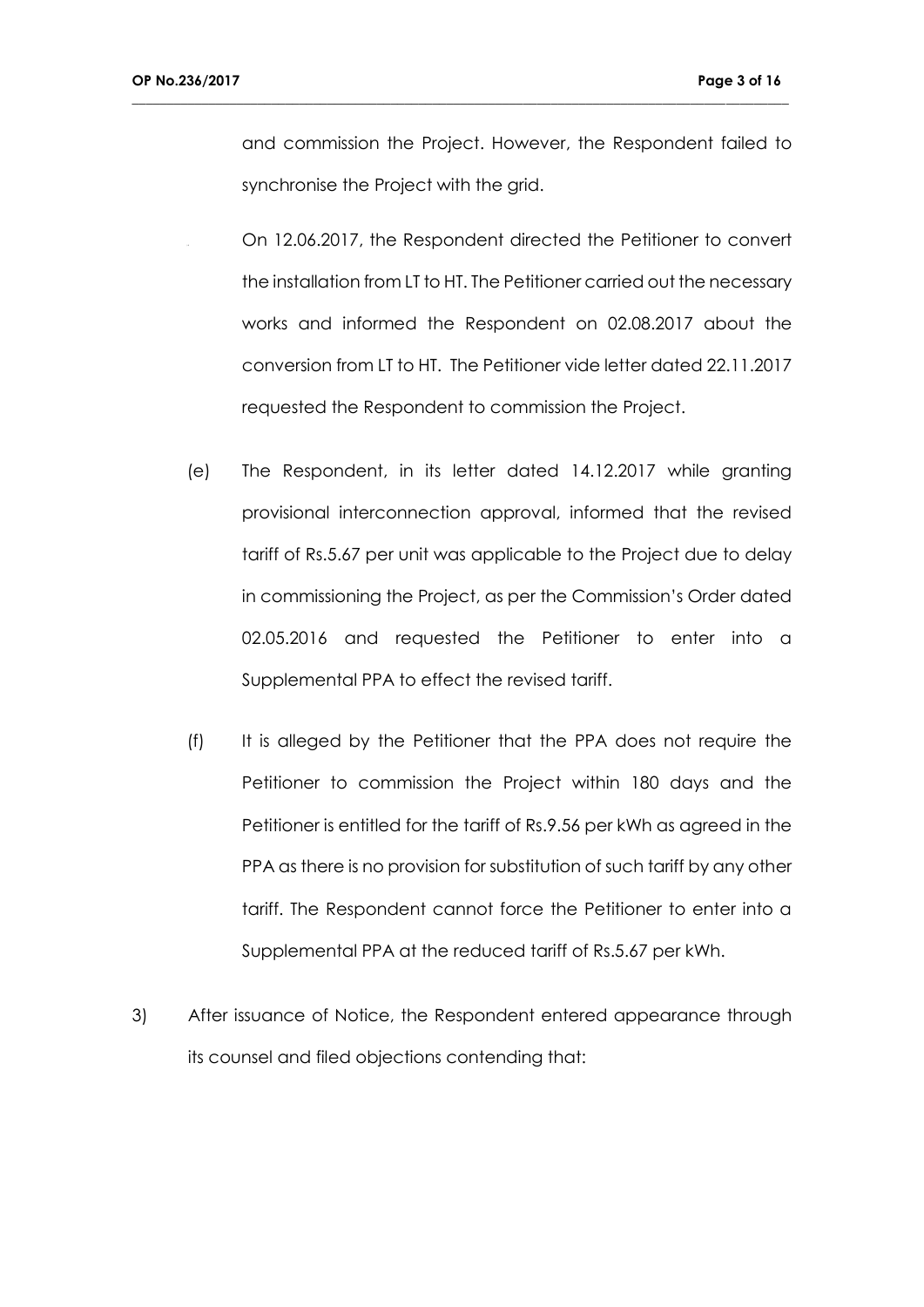and commission the Project. However, the Respondent failed to synchronise the Project with the grid.

On 12.06.2017, the Respondent directed the Petitioner to convert the installation from LT to HT. The Petitioner carried out the necessary works and informed the Respondent on 02.08.2017 about the conversion from LT to HT. The Petitioner vide letter dated 22.11.2017 requested the Respondent to commission the Project.

(e) The Respondent, in its letter dated 14.12.2017 while granting provisional interconnection approval, informed that the revised tariff of Rs.5.67 per unit was applicable to the Project due to delay in commissioning the Project, as per the Commission's Order dated 02.05.2016 and requested the Petitioner to enter into a Supplemental PPA to effect the revised tariff.

(f) It is alleged by the Petitioner that the PPA does not require the Petitioner to commission the Project within 180 days and the Petitioner is entitled for the tariff of Rs.9.56 per kWh as agreed in the PPA as there is no provision for substitution of such tariff by any other tariff. The Respondent cannot force the Petitioner to enter into a Supplemental PPA at the reduced tariff of Rs.5.67 per kWh.

3) After issuance of Notice, the Respondent entered appearance through its counsel and filed objections contending that: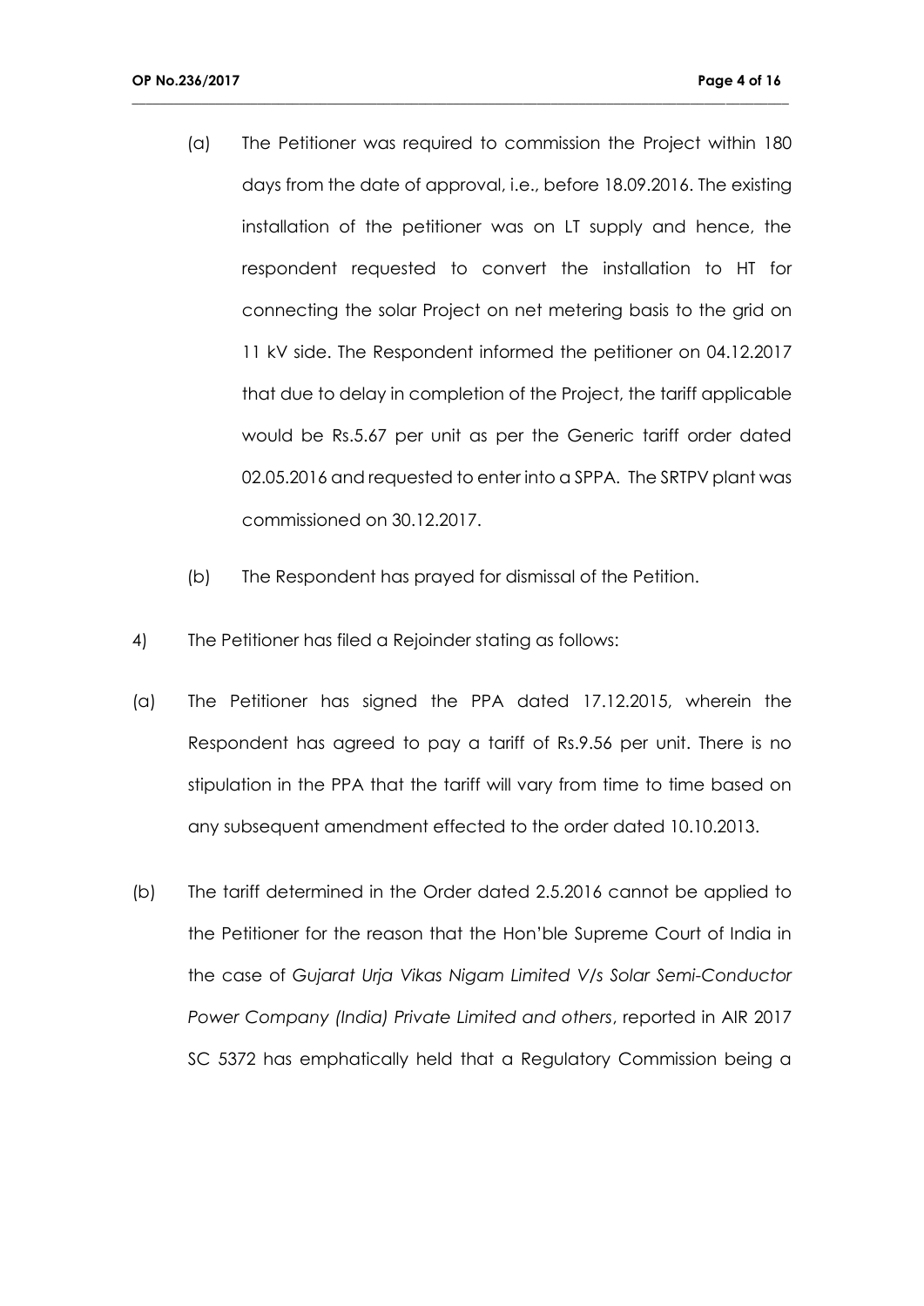(a) The Petitioner was required to commission the Project within 180 days from the date of approval, i.e., before 18.09.2016. The existing installation of the petitioner was on LT supply and hence, the respondent requested to convert the installation to HT for connecting the solar Project on net metering basis to the grid on 11 kV side. The Respondent informed the petitioner on 04.12.2017 that due to delay in completion of the Project, the tariff applicable would be Rs.5.67 per unit as per the Generic tariff order dated 02.05.2016 and requested to enter into a SPPA. The SRTPV plant was commissioned on 30.12.2017.

(b) The Respondent has prayed for dismissal of the Petition.

4) The Petitioner has filed a Rejoinder stating as follows:

(a) The Petitioner has signed the PPA dated 17.12.2015, wherein the Respondent has agreed to pay a tariff of Rs.9.56 per unit. There is no stipulation in the PPA that the tariff will vary from time to time based on any subsequent amendment effected to the order dated 10.10.2013.

(b) The tariff determined in the Order dated 2.5.2016 cannot be applied to the Petitioner for the reason that the Hon'ble Supreme Court of India in the case of *Gujarat Urja Vikas Nigam Limited V/s Solar Semi-Conductor Power Company (India) Private Limited and others*, reported in AIR 2017 SC 5372 has emphatically held that a Regulatory Commission being a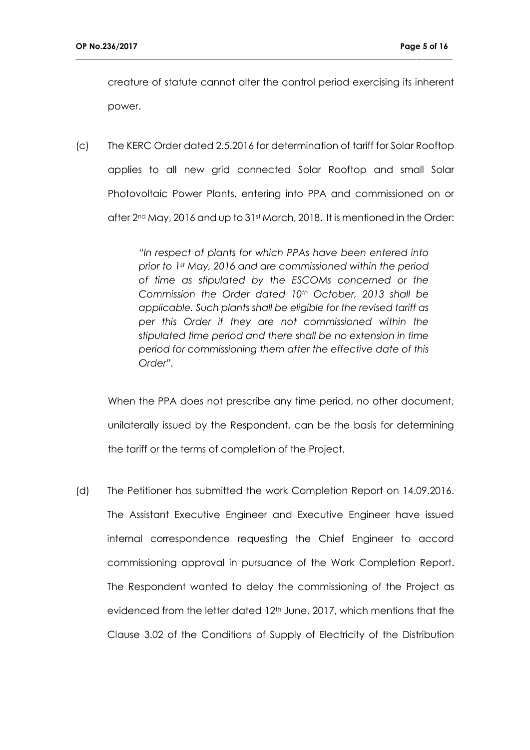creature of statute cannot alter the control period exercising its inherent power.

(c) The KERC Order dated 2.5.2016 for determination of tariff for Solar Rooftop applies to all new grid connected Solar Rooftop and small Solar Photovoltaic Power Plants, entering into PPA and commissioned on or after 2nd May, 2016 and up to 31st March, 2018. It is mentioned in the Order:

> *"In respect of plants for which PPAs have been entered into prior to 1st May, 2016 and are commissioned within the period of time as stipulated by the ESCOMs concerned or the Commission the Order dated 10th October, 2013 shall be applicable. Such plants shall be eligible for the revised tariff as per this Order if they are not commissioned within the stipulated time period and there shall be no extension in time period for commissioning them after the effective date of this Order".*

When the PPA does not prescribe any time period, no other document, unilaterally issued by the Respondent, can be the basis for determining the tariff or the terms of completion of the Project.

(d) The Petitioner has submitted the work Completion Report on 14.09.2016. The Assistant Executive Engineer and Executive Engineer have issued internal correspondence requesting the Chief Engineer to accord commissioning approval in pursuance of the Work Completion Report. The Respondent wanted to delay the commissioning of the Project as evidenced from the letter dated 12th June, 2017, which mentions that the Clause 3.02 of the Conditions of Supply of Electricity of the Distribution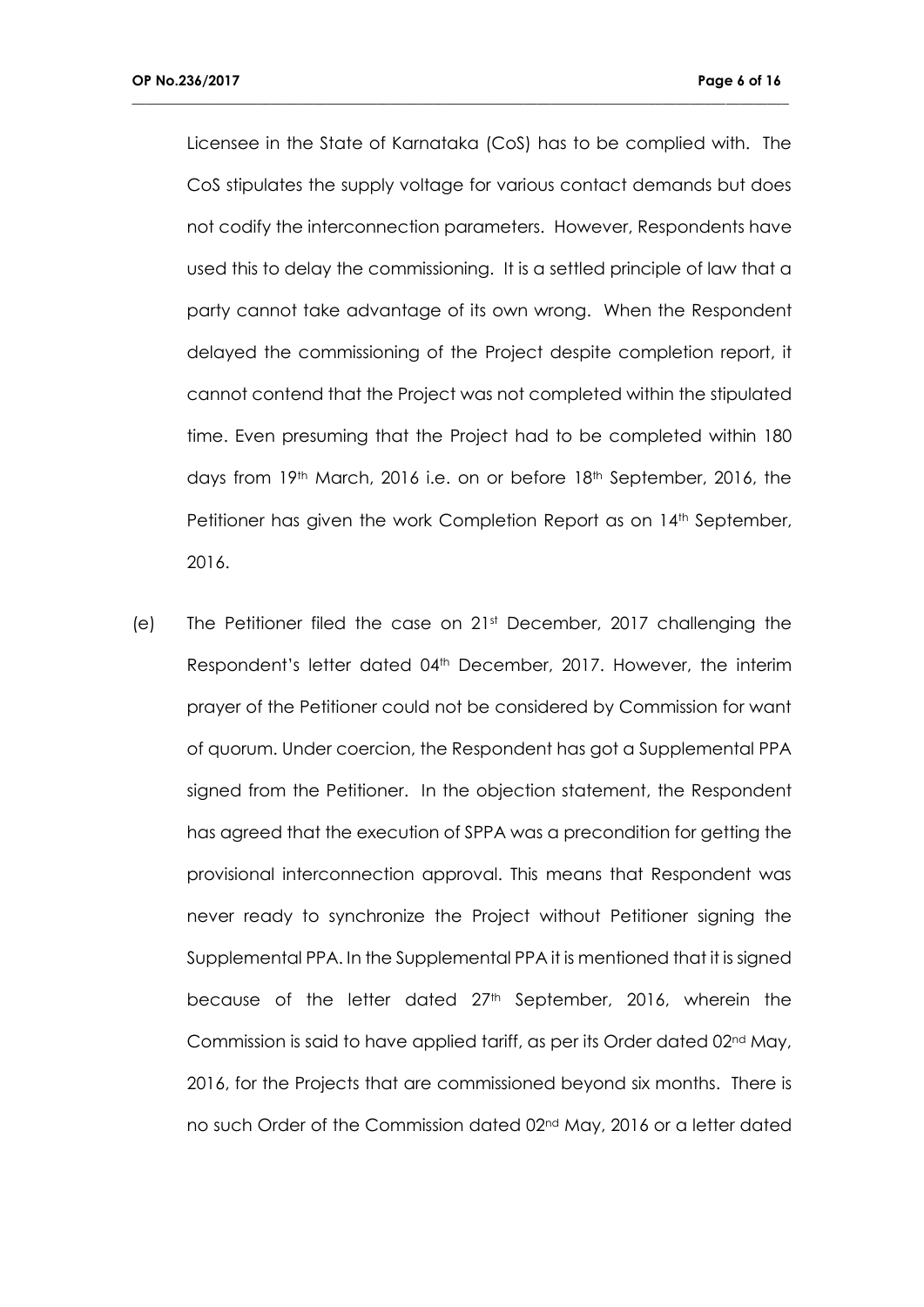Licensee in the State of Karnataka (CoS) has to be complied with. The CoS stipulates the supply voltage for various contact demands but does not codify the interconnection parameters. However, Respondents have used this to delay the commissioning. It is a settled principle of law that a party cannot take advantage of its own wrong. When the Respondent delayed the commissioning of the Project despite completion report, it cannot contend that the Project was not completed within the stipulated time. Even presuming that the Project had to be completed within 180 days from 19th March, 2016 i.e. on or before 18th September, 2016, the Petitioner has given the work Completion Report as on 14th September, 2016.

(e) The Petitioner filed the case on 21st December, 2017 challenging the Respondent's letter dated 04th December, 2017. However, the interim prayer of the Petitioner could not be considered by Commission for want of quorum. Under coercion, the Respondent has got a Supplemental PPA signed from the Petitioner. In the objection statement, the Respondent has agreed that the execution of SPPA was a precondition for getting the provisional interconnection approval. This means that Respondent was never ready to synchronize the Project without Petitioner signing the Supplemental PPA. In the Supplemental PPA it is mentioned that it is signed because of the letter dated 27th September, 2016, wherein the Commission is said to have applied tariff, as per its Order dated 02nd May, 2016, for the Projects that are commissioned beyond six months. There is no such Order of the Commission dated 02nd May, 2016 or a letter dated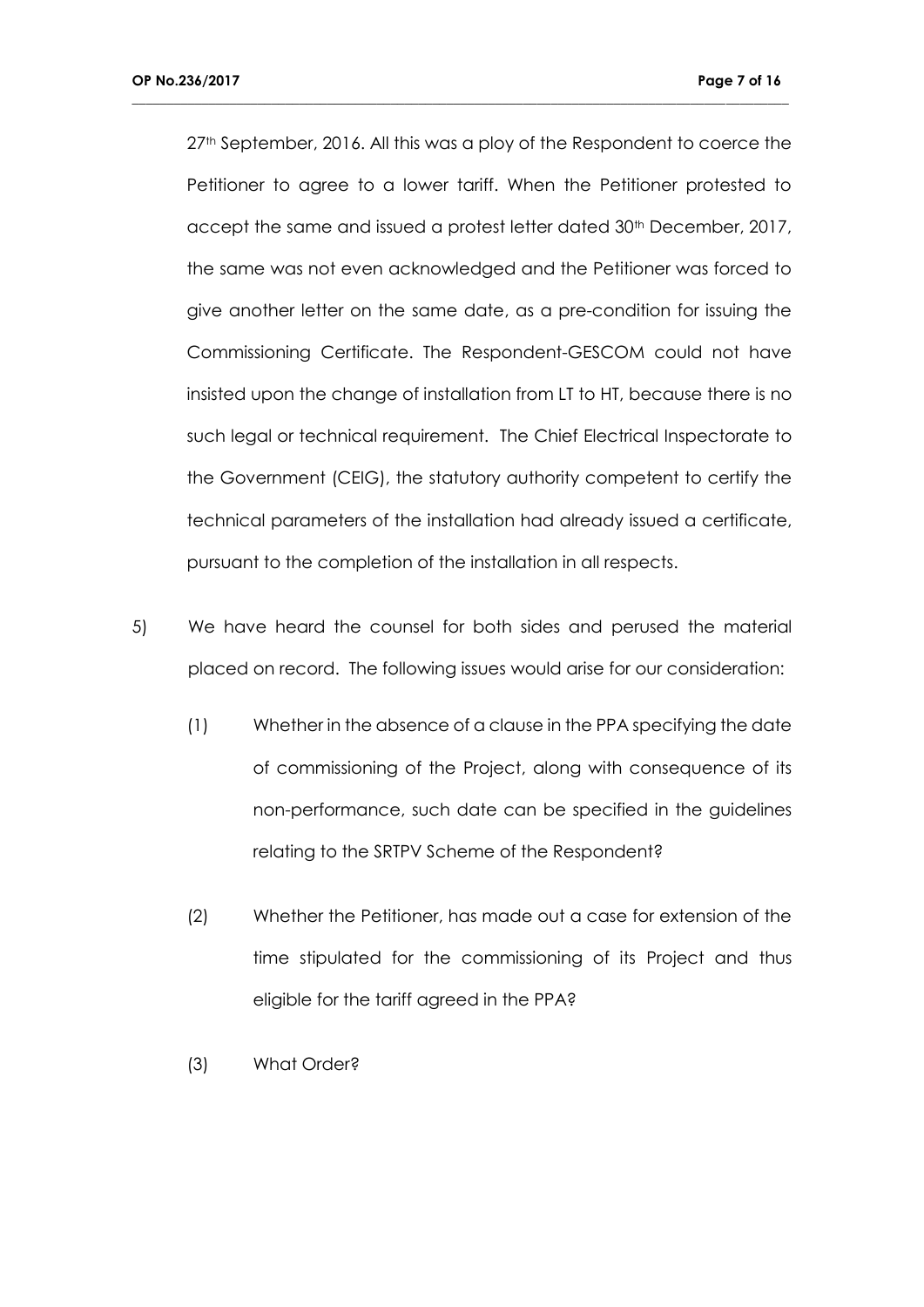27th September, 2016. All this was a ploy of the Respondent to coerce the Petitioner to agree to a lower tariff. When the Petitioner protested to accept the same and issued a protest letter dated 30th December, 2017, the same was not even acknowledged and the Petitioner was forced to give another letter on the same date, as a pre-condition for issuing the Commissioning Certificate. The Respondent-GESCOM could not have insisted upon the change of installation from LT to HT, because there is no such legal or technical requirement. The Chief Electrical Inspectorate to the Government (CEIG), the statutory authority competent to certify the technical parameters of the installation had already issued a certificate, pursuant to the completion of the installation in all respects.

5) We have heard the counsel for both sides and perused the material placed on record. The following issues would arise for our consideration:

   (1) Whether in the absence of a clause in the PPA specifying the date of commissioning of the Project, along with consequence of its non-performance, such date can be specified in the guidelines relating to the SRTPV Scheme of the Respondent?

   (2) Whether the Petitioner, has made out a case for extension of the time stipulated for the commissioning of its Project and thus eligible for the tariff agreed in the PPA?

   (3) What Order?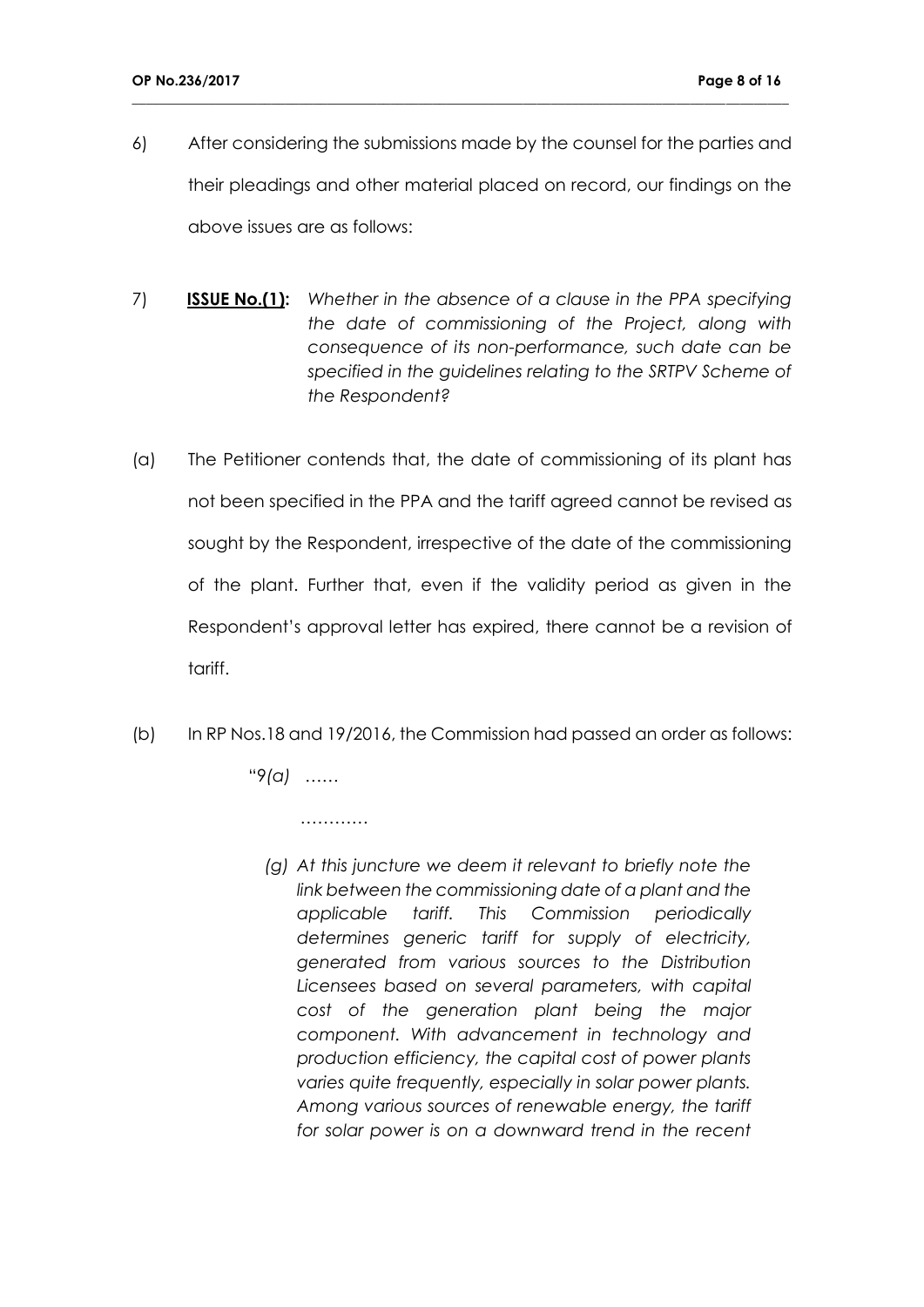6) After considering the submissions made by the counsel for the parties and their pleadings and other material placed on record, our findings on the above issues are as follows:

7) **ISSUE No.(1):** *Whether in the absence of a clause in the PPA specifying the date of commissioning of the Project, along with consequence of its non-performance, such date can be specified in the guidelines relating to the SRTPV Scheme of the Respondent?*

(a) The Petitioner contends that, the date of commissioning of its plant has not been specified in the PPA and the tariff agreed cannot be revised as sought by the Respondent, irrespective of the date of the commissioning of the plant. Further that, even if the validity period as given in the Respondent's approval letter has expired, there cannot be a revision of tariff.

(b) In RP Nos.18 and 19/2016, the Commission had passed an order as follows:

"*9(a) ……*

…………

*(g) At this juncture we deem it relevant to briefly note the link between the commissioning date of a plant and the applicable tariff. This Commission periodically determines generic tariff for supply of electricity, generated from various sources to the Distribution Licensees based on several parameters, with capital cost of the generation plant being the major component. With advancement in technology and production efficiency, the capital cost of power plants varies quite frequently, especially in solar power plants. Among various sources of renewable energy, the tariff for solar power is on a downward trend in the recent*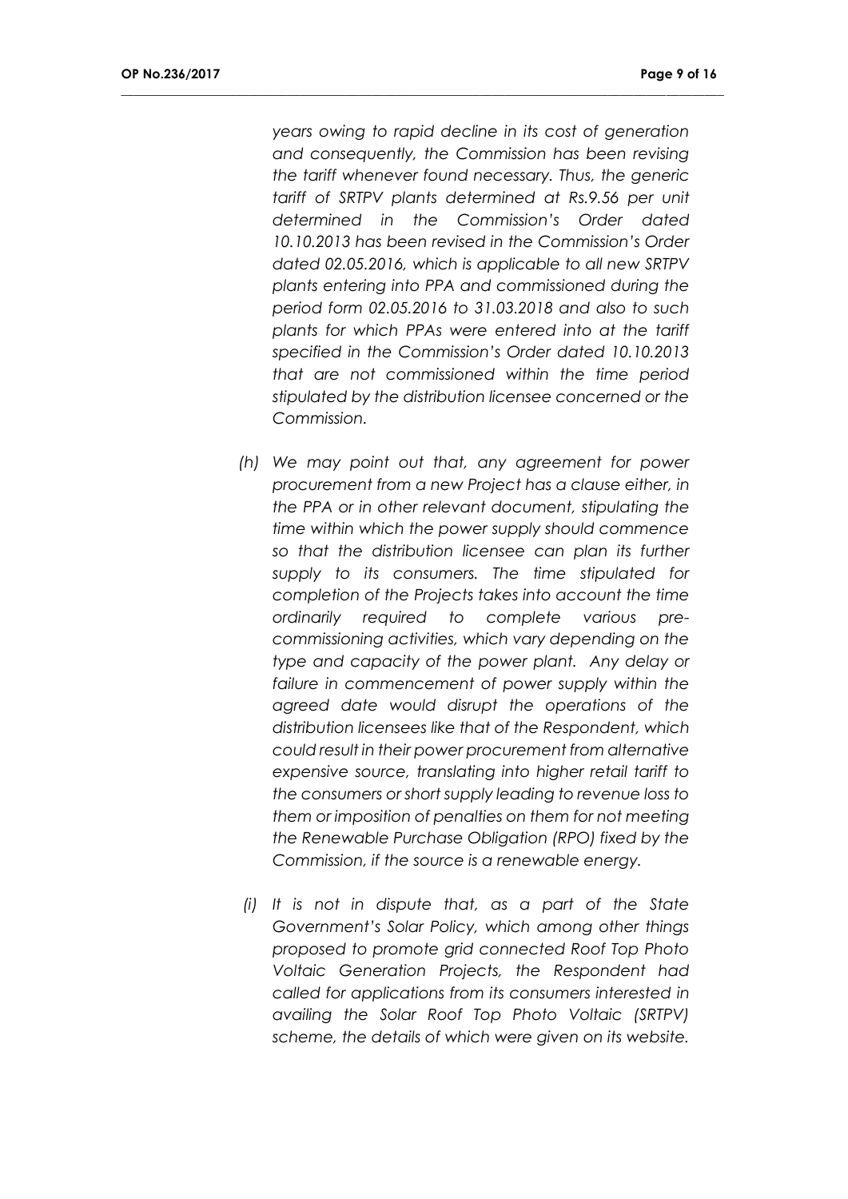*years owing to rapid decline in its cost of generation and consequently, the Commission has been revising the tariff whenever found necessary. Thus, the generic tariff of SRTPV plants determined at Rs.9.56 per unit determined in the Commission's Order dated 10.10.2013 has been revised in the Commission's Order dated 02.05.2016, which is applicable to all new SRTPV plants entering into PPA and commissioned during the period form 02.05.2016 to 31.03.2018 and also to such plants for which PPAs were entered into at the tariff specified in the Commission's Order dated 10.10.2013 that are not commissioned within the time period stipulated by the distribution licensee concerned or the Commission.*

(h) *We may point out that, any agreement for power procurement from a new Project has a clause either, in the PPA or in other relevant document, stipulating the time within which the power supply should commence so that the distribution licensee can plan its further supply to its consumers. The time stipulated for completion of the Projects takes into account the time ordinarily required to complete various pre-commissioning activities, which vary depending on the type and capacity of the power plant. Any delay or failure in commencement of power supply within the agreed date would disrupt the operations of the distribution licensees like that of the Respondent, which could result in their power procurement from alternative expensive source, translating into higher retail tariff to the consumers or short supply leading to revenue loss to them or imposition of penalties on them for not meeting the Renewable Purchase Obligation (RPO) fixed by the Commission, if the source is a renewable energy.*

(i) *It is not in dispute that, as a part of the State Government's Solar Policy, which among other things proposed to promote grid connected Roof Top Photo Voltaic Generation Projects, the Respondent had called for applications from its consumers interested in availing the Solar Roof Top Photo Voltaic (SRTPV) scheme, the details of which were given on its website.*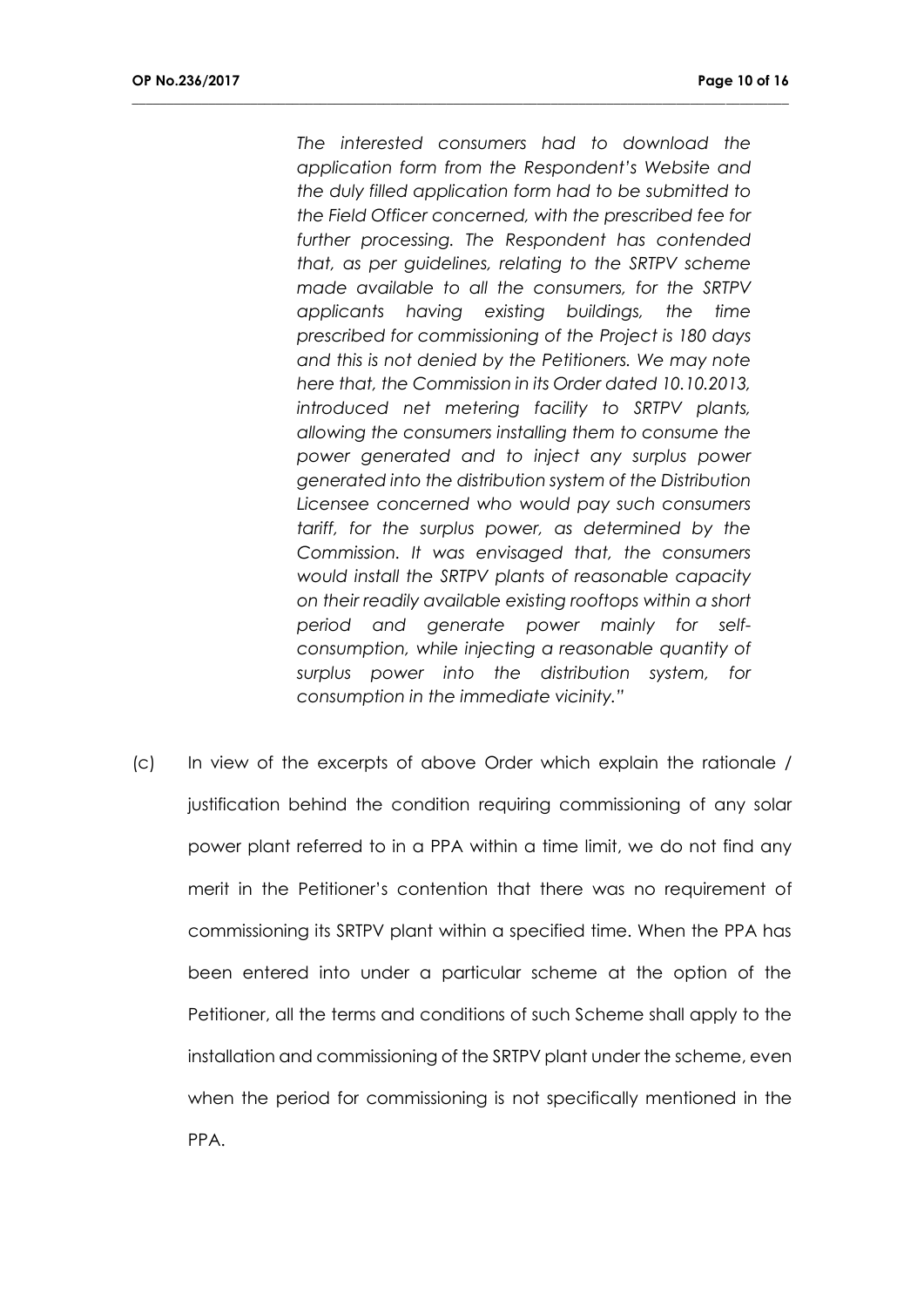*The interested consumers had to download the application form from the Respondent's Website and the duly filled application form had to be submitted to the Field Officer concerned, with the prescribed fee for further processing. The Respondent has contended that, as per guidelines, relating to the SRTPV scheme made available to all the consumers, for the SRTPV applicants having existing buildings, the time prescribed for commissioning of the Project is 180 days and this is not denied by the Petitioners. We may note here that, the Commission in its Order dated 10.10.2013, introduced net metering facility to SRTPV plants, allowing the consumers installing them to consume the power generated and to inject any surplus power generated into the distribution system of the Distribution Licensee concerned who would pay such consumers tariff, for the surplus power, as determined by the Commission. It was envisaged that, the consumers would install the SRTPV plants of reasonable capacity on their readily available existing rooftops within a short period and generate power mainly for self-consumption, while injecting a reasonable quantity of surplus power into the distribution system, for consumption in the immediate vicinity."*

(c) In view of the excerpts of above Order which explain the rationale / justification behind the condition requiring commissioning of any solar power plant referred to in a PPA within a time limit, we do not find any merit in the Petitioner's contention that there was no requirement of commissioning its SRTPV plant within a specified time. When the PPA has been entered into under a particular scheme at the option of the Petitioner, all the terms and conditions of such Scheme shall apply to the installation and commissioning of the SRTPV plant under the scheme, even when the period for commissioning is not specifically mentioned in the PPA.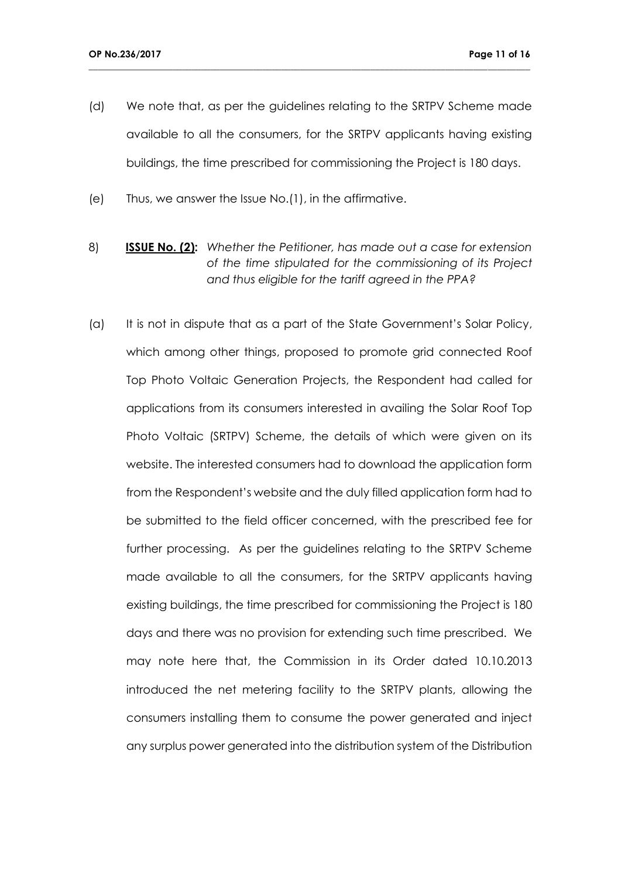(d) We note that, as per the guidelines relating to the SRTPV Scheme made available to all the consumers, for the SRTPV applicants having existing buildings, the time prescribed for commissioning the Project is 180 days.

(e) Thus, we answer the Issue No.(1), in the affirmative.

8) **ISSUE No. (2):** *Whether the Petitioner, has made out a case for extension of the time stipulated for the commissioning of its Project and thus eligible for the tariff agreed in the PPA?*

(a) It is not in dispute that as a part of the State Government's Solar Policy, which among other things, proposed to promote grid connected Roof Top Photo Voltaic Generation Projects, the Respondent had called for applications from its consumers interested in availing the Solar Roof Top Photo Voltaic (SRTPV) Scheme, the details of which were given on its website. The interested consumers had to download the application form from the Respondent's website and the duly filled application form had to be submitted to the field officer concerned, with the prescribed fee for further processing. As per the guidelines relating to the SRTPV Scheme made available to all the consumers, for the SRTPV applicants having existing buildings, the time prescribed for commissioning the Project is 180 days and there was no provision for extending such time prescribed. We may note here that, the Commission in its Order dated 10.10.2013 introduced the net metering facility to the SRTPV plants, allowing the consumers installing them to consume the power generated and inject any surplus power generated into the distribution system of the Distribution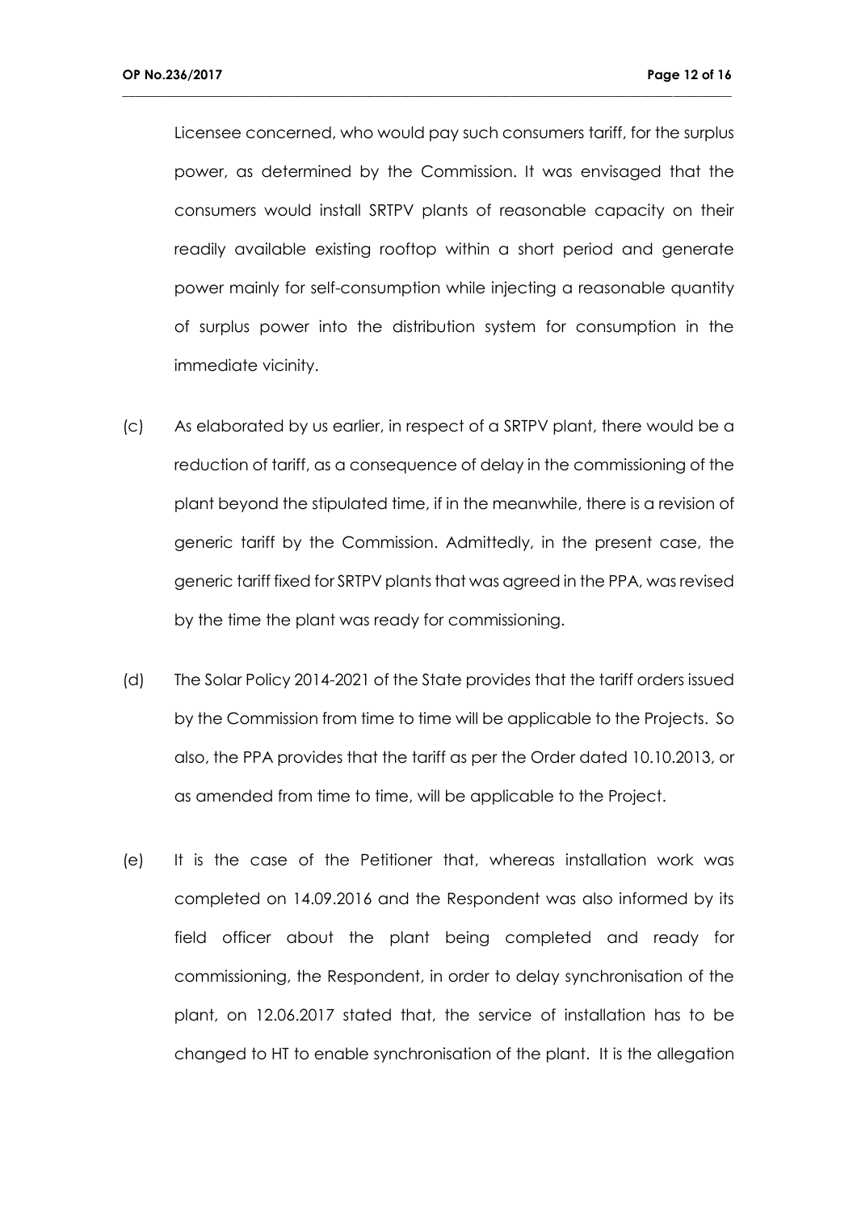Licensee concerned, who would pay such consumers tariff, for the surplus power, as determined by the Commission. It was envisaged that the consumers would install SRTPV plants of reasonable capacity on their readily available existing rooftop within a short period and generate power mainly for self-consumption while injecting a reasonable quantity of surplus power into the distribution system for consumption in the immediate vicinity.

(c) As elaborated by us earlier, in respect of a SRTPV plant, there would be a reduction of tariff, as a consequence of delay in the commissioning of the plant beyond the stipulated time, if in the meanwhile, there is a revision of generic tariff by the Commission. Admittedly, in the present case, the generic tariff fixed for SRTPV plants that was agreed in the PPA, was revised by the time the plant was ready for commissioning.

(d) The Solar Policy 2014-2021 of the State provides that the tariff orders issued by the Commission from time to time will be applicable to the Projects. So also, the PPA provides that the tariff as per the Order dated 10.10.2013, or as amended from time to time, will be applicable to the Project.

(e) It is the case of the Petitioner that, whereas installation work was completed on 14.09.2016 and the Respondent was also informed by its field officer about the plant being completed and ready for commissioning, the Respondent, in order to delay synchronisation of the plant, on 12.06.2017 stated that, the service of installation has to be changed to HT to enable synchronisation of the plant. It is the allegation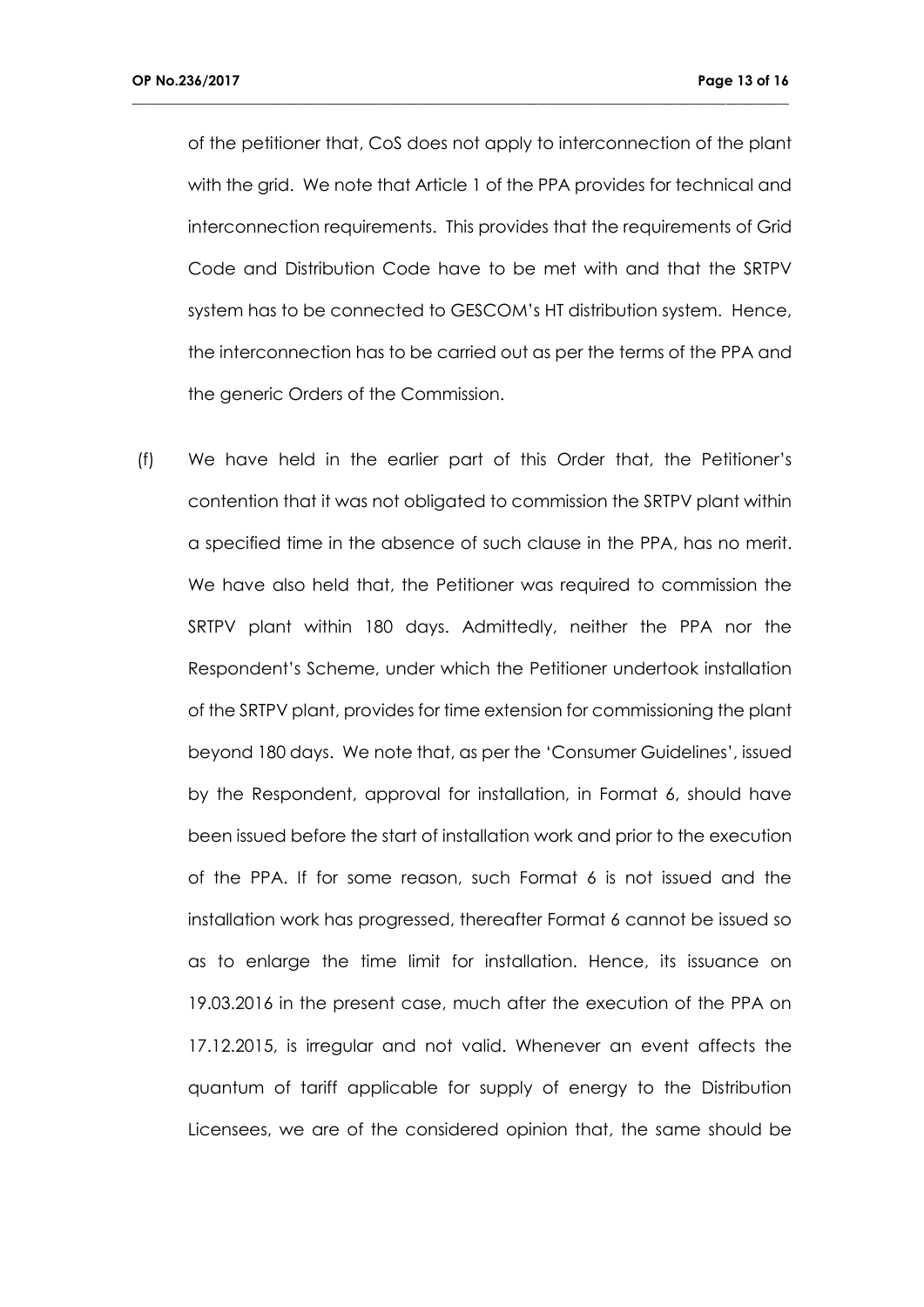of the petitioner that, CoS does not apply to interconnection of the plant with the grid. We note that Article 1 of the PPA provides for technical and interconnection requirements. This provides that the requirements of Grid Code and Distribution Code have to be met with and that the SRTPV system has to be connected to GESCOM's HT distribution system. Hence, the interconnection has to be carried out as per the terms of the PPA and the generic Orders of the Commission.

(f) We have held in the earlier part of this Order that, the Petitioner's contention that it was not obligated to commission the SRTPV plant within a specified time in the absence of such clause in the PPA, has no merit. We have also held that, the Petitioner was required to commission the SRTPV plant within 180 days. Admittedly, neither the PPA nor the Respondent's Scheme, under which the Petitioner undertook installation of the SRTPV plant, provides for time extension for commissioning the plant beyond 180 days. We note that, as per the 'Consumer Guidelines', issued by the Respondent, approval for installation, in Format 6, should have been issued before the start of installation work and prior to the execution of the PPA. If for some reason, such Format 6 is not issued and the installation work has progressed, thereafter Format 6 cannot be issued so as to enlarge the time limit for installation. Hence, its issuance on 19.03.2016 in the present case, much after the execution of the PPA on 17.12.2015, is irregular and not valid. Whenever an event affects the quantum of tariff applicable for supply of energy to the Distribution Licensees, we are of the considered opinion that, the same should be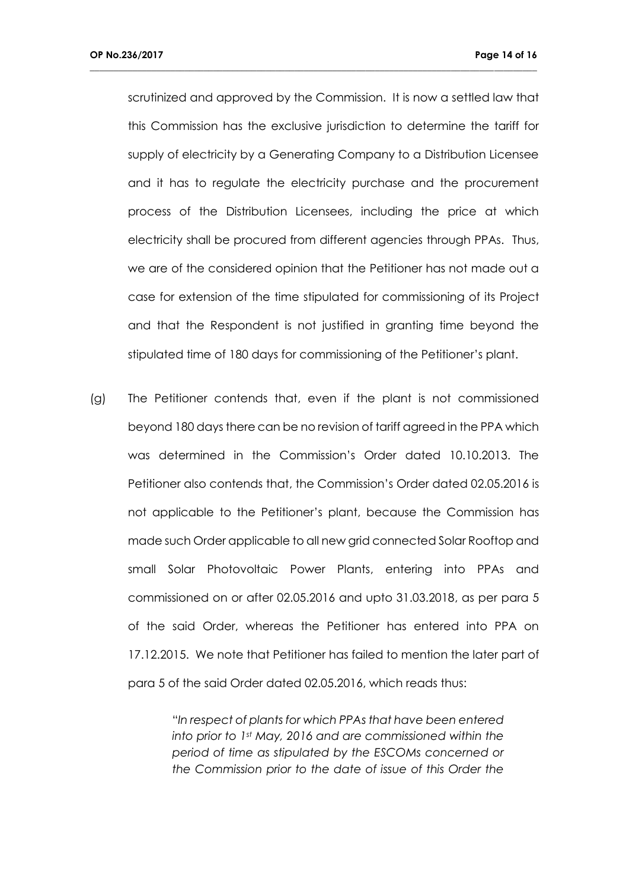scrutinized and approved by the Commission. It is now a settled law that this Commission has the exclusive jurisdiction to determine the tariff for supply of electricity by a Generating Company to a Distribution Licensee and it has to regulate the electricity purchase and the procurement process of the Distribution Licensees, including the price at which electricity shall be procured from different agencies through PPAs. Thus, we are of the considered opinion that the Petitioner has not made out a case for extension of the time stipulated for commissioning of its Project and that the Respondent is not justified in granting time beyond the stipulated time of 180 days for commissioning of the Petitioner's plant.

(g) The Petitioner contends that, even if the plant is not commissioned beyond 180 days there can be no revision of tariff agreed in the PPA which was determined in the Commission's Order dated 10.10.2013. The Petitioner also contends that, the Commission's Order dated 02.05.2016 is not applicable to the Petitioner's plant, because the Commission has made such Order applicable to all new grid connected Solar Rooftop and small Solar Photovoltaic Power Plants, entering into PPAs and commissioned on or after 02.05.2016 and upto 31.03.2018, as per para 5 of the said Order, whereas the Petitioner has entered into PPA on 17.12.2015. We note that Petitioner has failed to mention the later part of para 5 of the said Order dated 02.05.2016, which reads thus:

> "*In respect of plants for which PPAs that have been entered into prior to 1st May, 2016 and are commissioned within the period of time as stipulated by the ESCOMs concerned or the Commission prior to the date of issue of this Order the*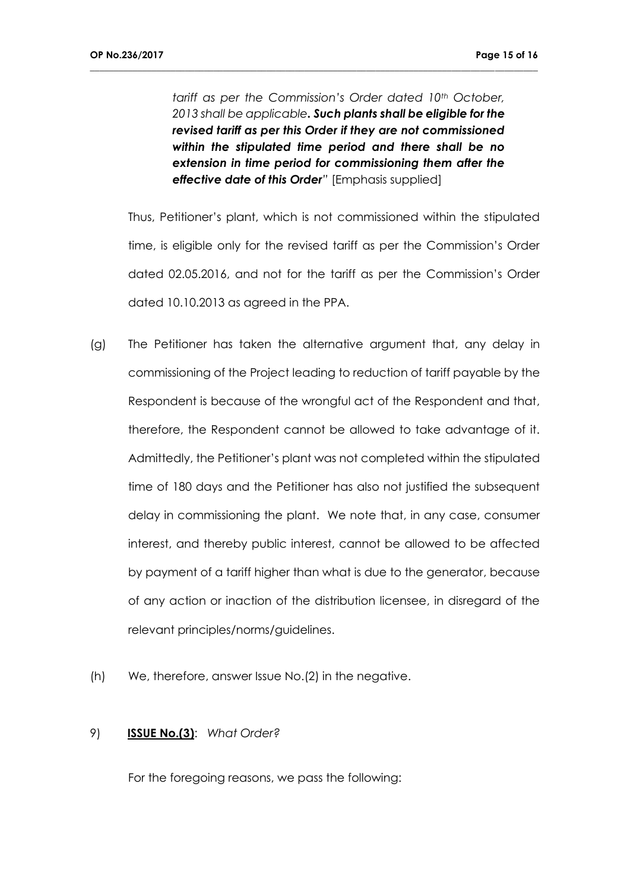*tariff as per the Commission's Order dated 10th October, 2013 shall be applicable**. Such plants shall be eligible for the revised tariff as per this Order if they are not commissioned within the stipulated time period and there shall be no extension in time period for commissioning them after the effective date of this Order***" [Emphasis supplied]

Thus, Petitioner's plant, which is not commissioned within the stipulated time, is eligible only for the revised tariff as per the Commission's Order dated 02.05.2016, and not for the tariff as per the Commission's Order dated 10.10.2013 as agreed in the PPA.

(g) The Petitioner has taken the alternative argument that, any delay in commissioning of the Project leading to reduction of tariff payable by the Respondent is because of the wrongful act of the Respondent and that, therefore, the Respondent cannot be allowed to take advantage of it. Admittedly, the Petitioner's plant was not completed within the stipulated time of 180 days and the Petitioner has also not justified the subsequent delay in commissioning the plant. We note that, in any case, consumer interest, and thereby public interest, cannot be allowed to be affected by payment of a tariff higher than what is due to the generator, because of any action or inaction of the distribution licensee, in disregard of the relevant principles/norms/guidelines.

(h) We, therefore, answer Issue No.(2) in the negative.

9) **ISSUE No.(3)**: *What Order?*

For the foregoing reasons, we pass the following: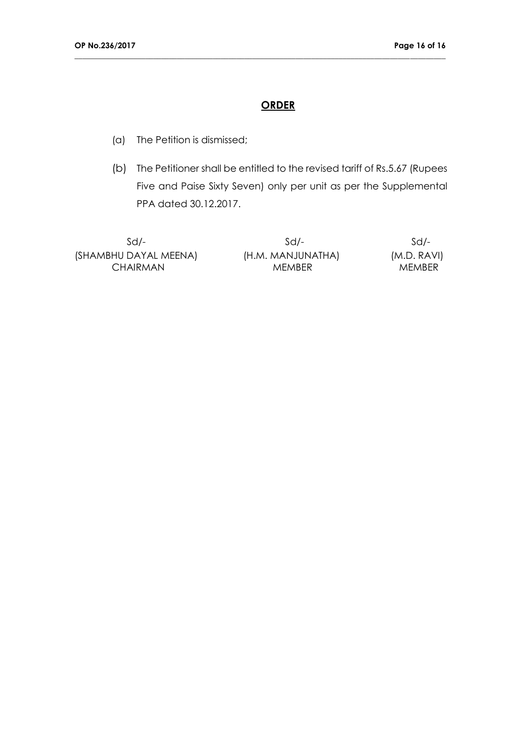## ORDER

(a) The Petition is dismissed;

(b) The Petitioner shall be entitled to the revised tariff of Rs.5.67 (Rupees Five and Paise Sixty Seven) only per unit as per the Supplemental PPA dated 30.12.2017.

| | | |
|---|---|---|
| Sd/- | Sd/- | Sd/- |
| (SHAMBHU DAYAL MEENA) | (H.M. MANJUNATHA) | (M.D. RAVI) |
| CHAIRMAN | MEMBER | MEMBER |